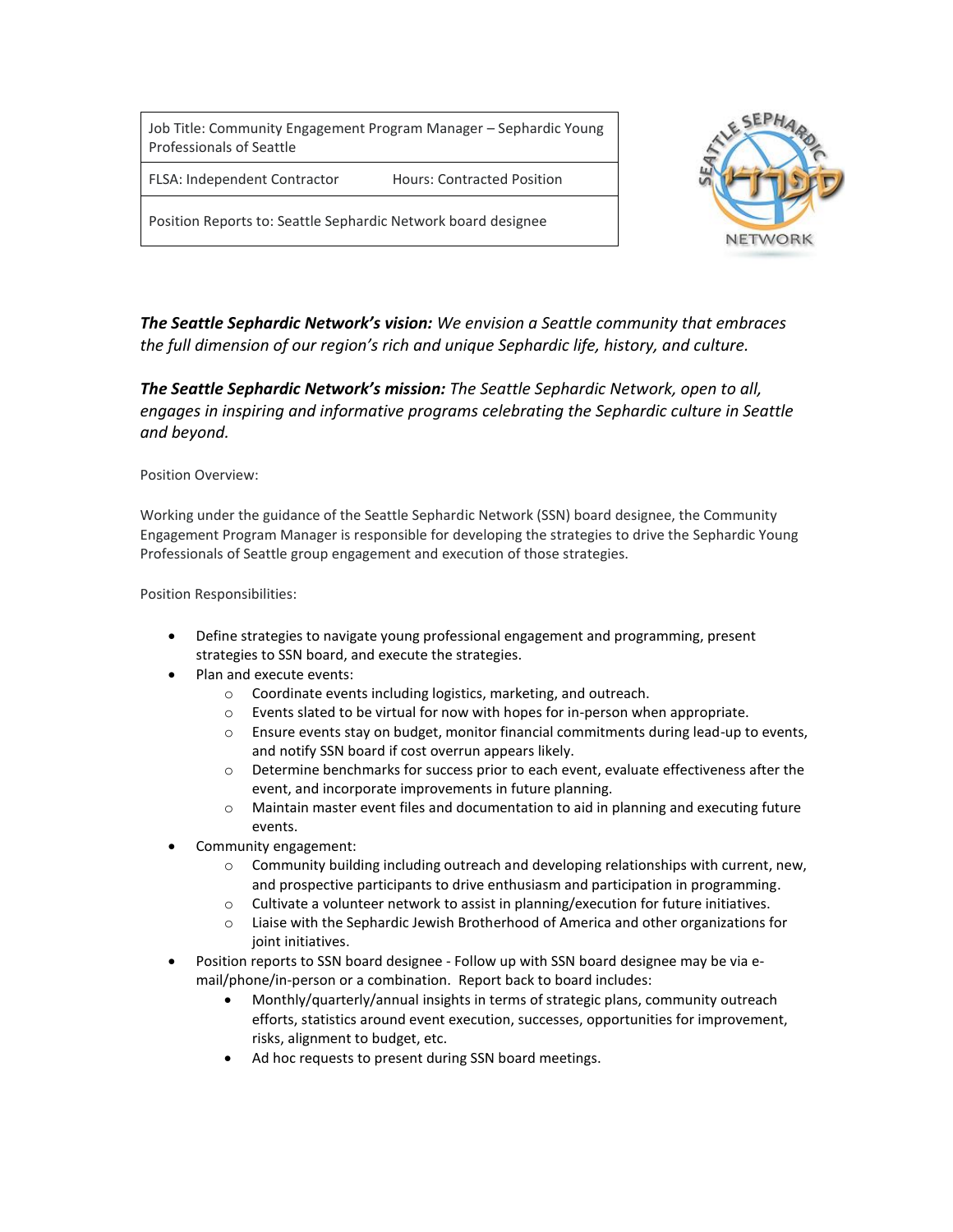| Job Title: Community Engagement Program Manager – Sephardic Young Professionals of Seattle | |
|---|---|
| FLSA: Independent Contractor | Hours: Contracted Position |
| Position Reports to: Seattle Sephardic Network board designee | |

***The Seattle Sephardic Network's vision:*** *We envision a Seattle community that embraces the full dimension of our region's rich and unique Sephardic life, history, and culture.*

***The Seattle Sephardic Network's mission:*** *The Seattle Sephardic Network, open to all, engages in inspiring and informative programs celebrating the Sephardic culture in Seattle and beyond.*

Position Overview:

Working under the guidance of the Seattle Sephardic Network (SSN) board designee, the Community Engagement Program Manager is responsible for developing the strategies to drive the Sephardic Young Professionals of Seattle group engagement and execution of those strategies.

Position Responsibilities:

- Define strategies to navigate young professional engagement and programming, present strategies to SSN board, and execute the strategies.
- Plan and execute events:
  - Coordinate events including logistics, marketing, and outreach.
  - Events slated to be virtual for now with hopes for in-person when appropriate.
  - Ensure events stay on budget, monitor financial commitments during lead-up to events, and notify SSN board if cost overrun appears likely.
  - Determine benchmarks for success prior to each event, evaluate effectiveness after the event, and incorporate improvements in future planning.
  - Maintain master event files and documentation to aid in planning and executing future events.
- Community engagement:
  - Community building including outreach and developing relationships with current, new, and prospective participants to drive enthusiasm and participation in programming.
  - Cultivate a volunteer network to assist in planning/execution for future initiatives.
  - Liaise with the Sephardic Jewish Brotherhood of America and other organizations for joint initiatives.
- Position reports to SSN board designee - Follow up with SSN board designee may be via e-mail/phone/in-person or a combination. Report back to board includes:
  - Monthly/quarterly/annual insights in terms of strategic plans, community outreach efforts, statistics around event execution, successes, opportunities for improvement, risks, alignment to budget, etc.
  - Ad hoc requests to present during SSN board meetings.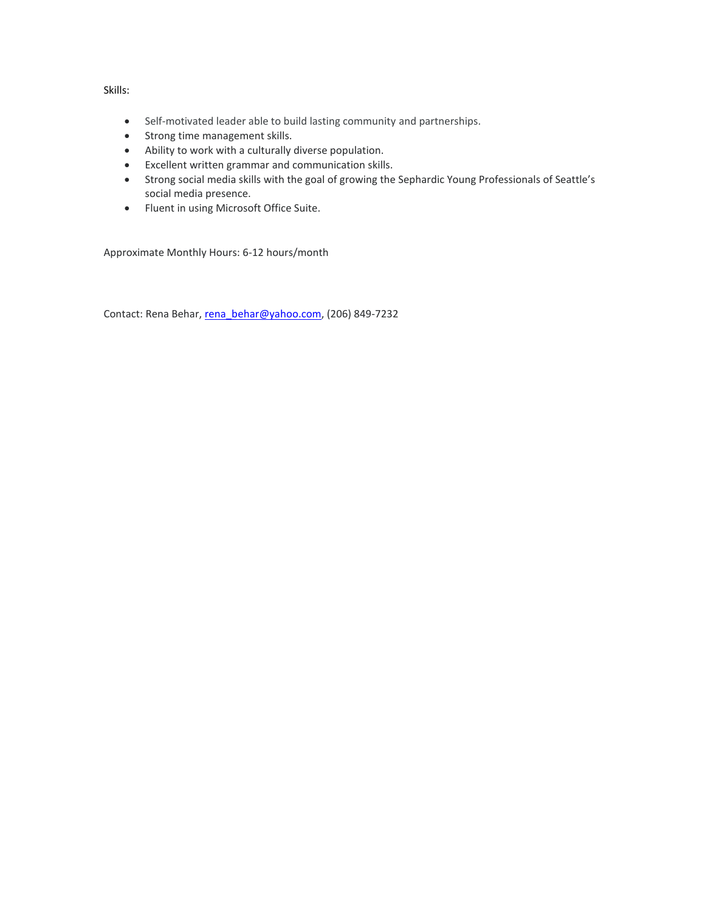Skills:

- Self-motivated leader able to build lasting community and partnerships.
- Strong time management skills.
- Ability to work with a culturally diverse population.
- Excellent written grammar and communication skills.
- Strong social media skills with the goal of growing the Sephardic Young Professionals of Seattle's social media presence.
- Fluent in using Microsoft Office Suite.

Approximate Monthly Hours: 6-12 hours/month

Contact: Rena Behar, rena_behar@yahoo.com, (206) 849-7232